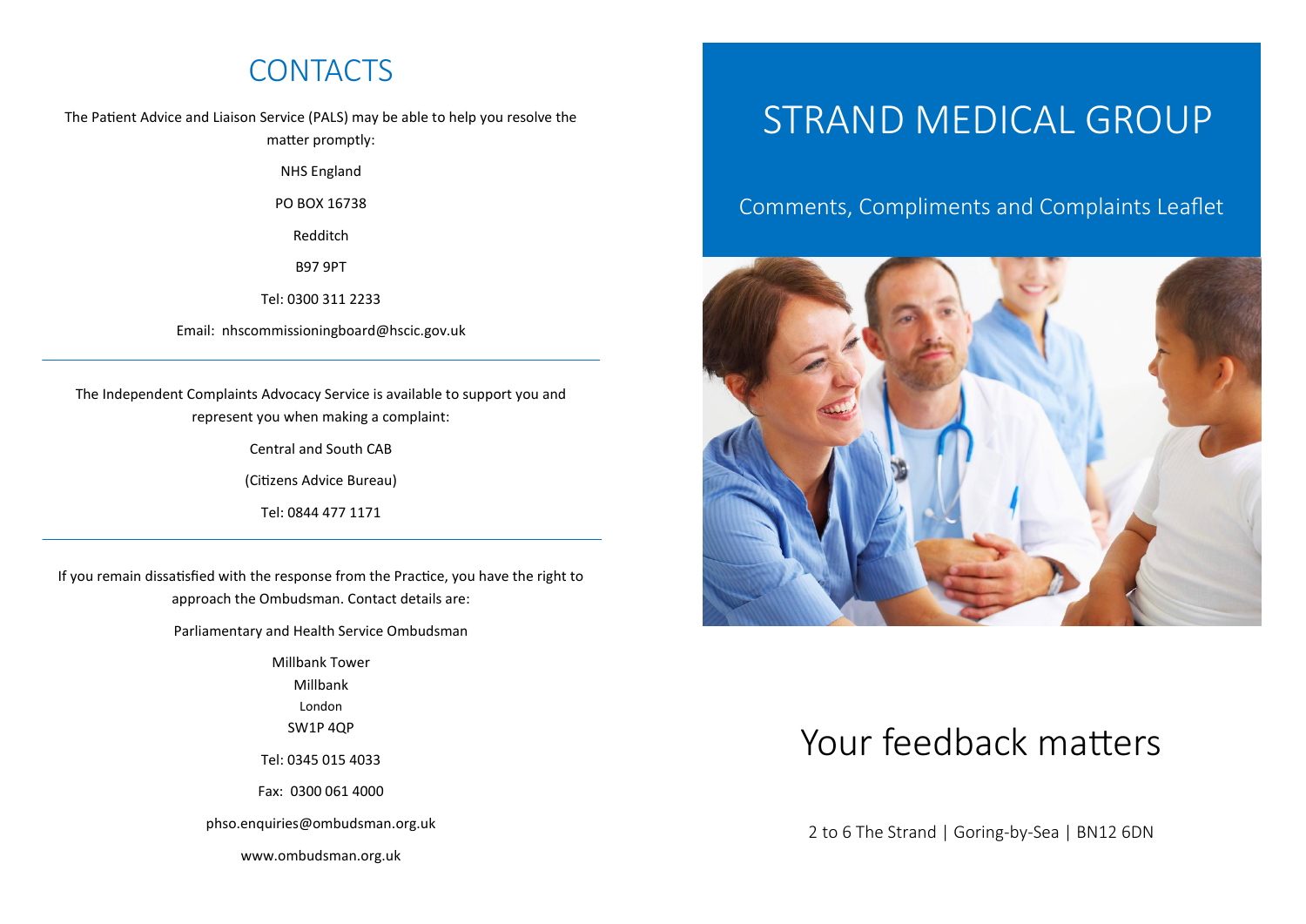## CONTACTS

The Patient Advice and Liaison Service (PALS) may be able to help you resolve the matter promptly:

NHS England

PO BOX 16738

Redditch

B97 9PT

Tel: 0300 311 2233

Email: nhscommissioningboard@hscic.gov.uk

---

The Independent Complaints Advocacy Service is available to support you and represent you when making a complaint:

Central and South CAB

(Citizens Advice Bureau)

Tel: 0844 477 1171

---

If you remain dissatisfied with the response from the Practice, you have the right to approach the Ombudsman. Contact details are:

Parliamentary and Health Service Ombudsman

Millbank Tower
Millbank
London
SW1P 4QP

Tel: 0345 015 4033

Fax: 0300 061 4000

phso.enquiries@ombudsman.org.uk

www.ombudsman.org.uk

# STRAND MEDICAL GROUP

## Comments, Compliments and Complaints Leaflet

# Your feedback matters

2 to 6 The Strand | Goring-by-Sea | BN12 6DN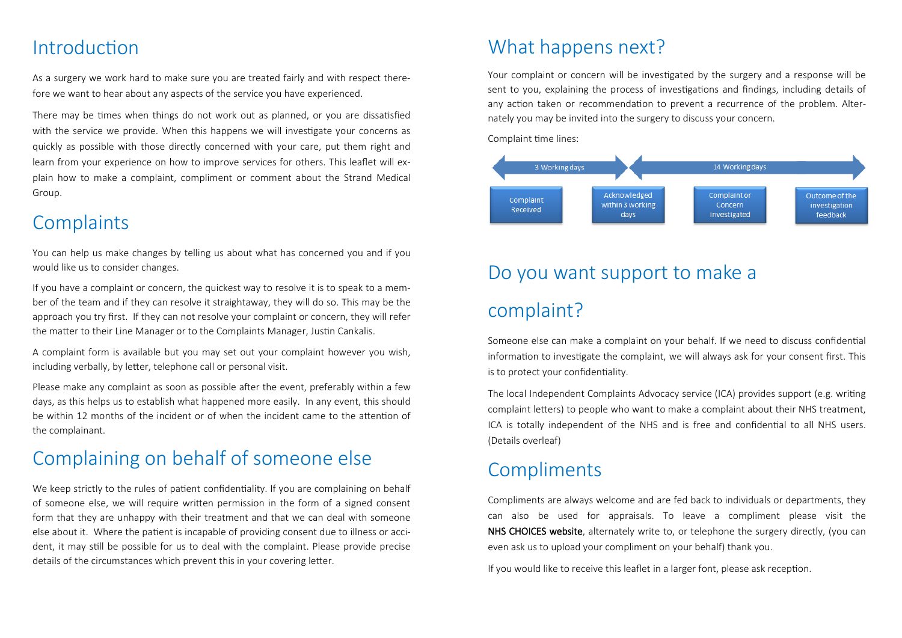# Introduction

As a surgery we work hard to make sure you are treated fairly and with respect therefore we want to hear about any aspects of the service you have experienced.

There may be times when things do not work out as planned, or you are dissatisfied with the service we provide. When this happens we will investigate your concerns as quickly as possible with those directly concerned with your care, put them right and learn from your experience on how to improve services for others. This leaflet will explain how to make a complaint, compliment or comment about the Strand Medical Group.

# Complaints

You can help us make changes by telling us about what has concerned you and if you would like us to consider changes.

If you have a complaint or concern, the quickest way to resolve it is to speak to a member of the team and if they can resolve it straightaway, they will do so. This may be the approach you try first. If they can not resolve your complaint or concern, they will refer the matter to their Line Manager or to the Complaints Manager, Justin Cankalis.

A complaint form is available but you may set out your complaint however you wish, including verbally, by letter, telephone call or personal visit.

Please make any complaint as soon as possible after the event, preferably within a few days, as this helps us to establish what happened more easily. In any event, this should be within 12 months of the incident or of when the incident came to the attention of the complainant.

# Complaining on behalf of someone else

We keep strictly to the rules of patient confidentiality. If you are complaining on behalf of someone else, we will require written permission in the form of a signed consent form that they are unhappy with their treatment and that we can deal with someone else about it. Where the patient is incapable of providing consent due to illness or accident, it may still be possible for us to deal with the complaint. Please provide precise details of the circumstances which prevent this in your covering letter.

# What happens next?

Your complaint or concern will be investigated by the surgery and a response will be sent to you, explaining the process of investigations and findings, including details of any action taken or recommendation to prevent a recurrence of the problem. Alternately you may be invited into the surgery to discuss your concern.

Complaint time lines:

3 Working days

14 Working days

Complaint Received

Acknowledged within 3 working days

Complaint or Concern investigated

Outcome of the investigation feedback

# Do you want support to make a complaint?

Someone else can make a complaint on your behalf. If we need to discuss confidential information to investigate the complaint, we will always ask for your consent first. This is to protect your confidentiality.

The local Independent Complaints Advocacy service (ICA) provides support (e.g. writing complaint letters) to people who want to make a complaint about their NHS treatment, ICA is totally independent of the NHS and is free and confidential to all NHS users. (Details overleaf)

# Compliments

Compliments are always welcome and are fed back to individuals or departments, they can also be used for appraisals. To leave a compliment please visit the **NHS CHOICES website**, alternately write to, or telephone the surgery directly, (you can even ask us to upload your compliment on your behalf) thank you.

If you would like to receive this leaflet in a larger font, please ask reception.